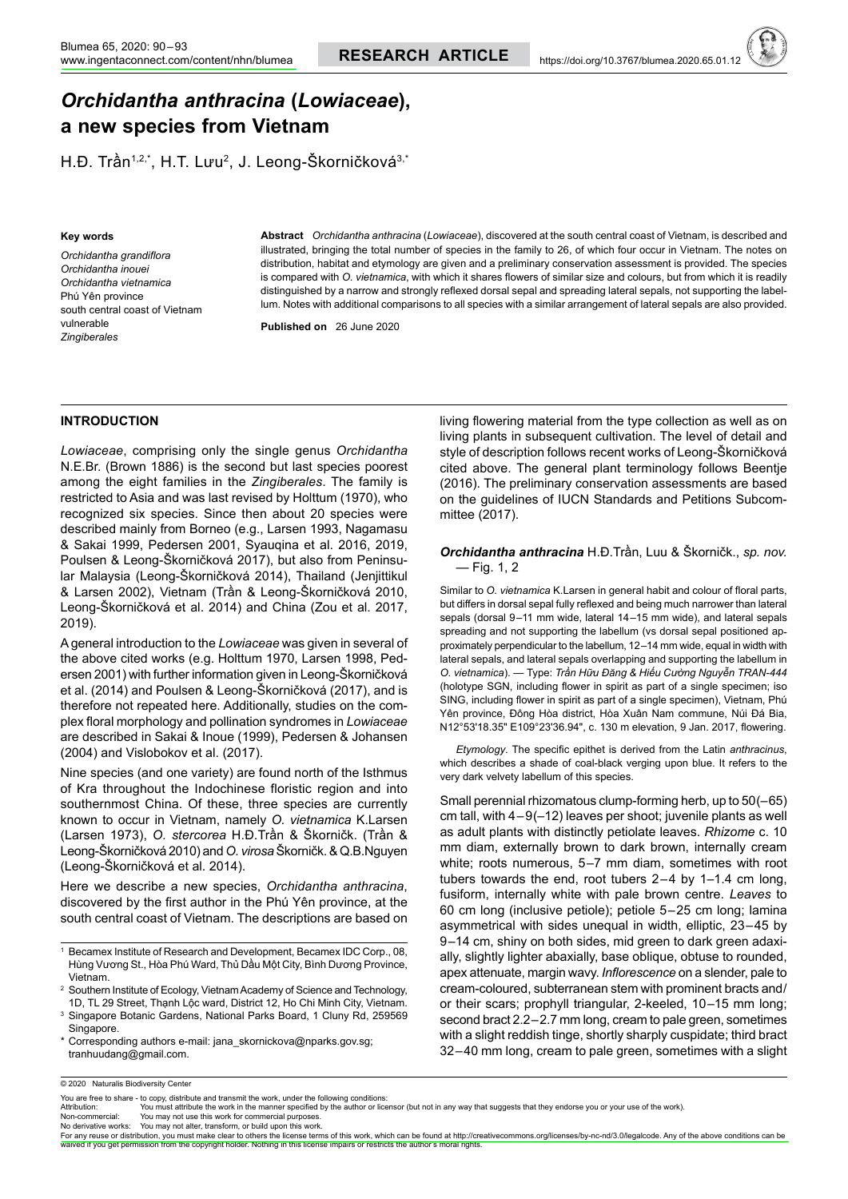# *Orchidantha anthracina* (*Lowiaceae*), a new species from Vietnam

H.Đ. Trần[1,2,*], H.T. Lưu[2], J. Leong-Škorničková[3,*]

**Key words**

*Orchidantha grandiflora*
*Orchidantha inouei*
*Orchidantha vietnamica*
Phú Yên province
south central coast of Vietnam
vulnerable
*Zingiberales*

**Abstract** *Orchidantha anthracina* (*Lowiaceae*), discovered at the south central coast of Vietnam, is described and illustrated, bringing the total number of species in the family to 26, of which four occur in Vietnam. The notes on distribution, habitat and etymology are given and a preliminary conservation assessment is provided. The species is compared with *O. vietnamica*, with which it shares flowers of similar size and colours, but from which it is readily distinguished by a narrow and strongly reflexed dorsal sepal and spreading lateral sepals, not supporting the labellum. Notes with additional comparisons to all species with a similar arrangement of lateral sepals are also provided.

**Published on** 26 June 2020

## INTRODUCTION

*Lowiaceae*, comprising only the single genus *Orchidantha* N.E.Br. (Brown 1886) is the second but last species poorest among the eight families in the *Zingiberales*. The family is restricted to Asia and was last revised by Holttum (1970), who recognized six species. Since then about 20 species were described mainly from Borneo (e.g., Larsen 1993, Nagamasu & Sakai 1999, Pedersen 2001, Syauqina et al. 2016, 2019, Poulsen & Leong-Škorničková 2017), but also from Peninsular Malaysia (Leong-Škorničková 2014), Thailand (Jenjittikul & Larsen 2002), Vietnam (Trần & Leong-Škorničková 2010, Leong-Škorničková et al. 2014) and China (Zou et al. 2017, 2019).

A general introduction to the *Lowiaceae* was given in several of the above cited works (e.g. Holttum 1970, Larsen 1998, Pedersen 2001) with further information given in Leong-Škorničková et al. (2014) and Poulsen & Leong-Škorničková (2017), and is therefore not repeated here. Additionally, studies on the complex floral morphology and pollination syndromes in *Lowiaceae* are described in Sakai & Inoue (1999), Pedersen & Johansen (2004) and Vislobokov et al. (2017).

Nine species (and one variety) are found north of the Isthmus of Kra throughout the Indochinese floristic region and into southernmost China. Of these, three species are currently known to occur in Vietnam, namely *O. vietnamica* K.Larsen (Larsen 1973), *O. stercorea* H.Đ.Trần & Škorničk. (Trần & Leong-Škorničková 2010) and *O. virosa* Škorničk. & Q.B.Nguyen (Leong-Škorničková et al. 2014).

Here we describe a new species, *Orchidantha anthracina*, discovered by the first author in the Phú Yên province, at the south central coast of Vietnam. The descriptions are based on living flowering material from the type collection as well as on living plants in subsequent cultivation. The level of detail and style of description follows recent works of Leong-Škorničková cited above. The general plant terminology follows Beentje (2016). The preliminary conservation assessments are based on the guidelines of IUCN Standards and Petitions Subcommittee (2017).

### *Orchidantha anthracina* H.Đ.Trần, Luu & Škorničk., *sp. nov.* — Fig. 1, 2

Similar to *O. vietnamica* K.Larsen in general habit and colour of floral parts, but differs in dorsal sepal fully reflexed and being much narrower than lateral sepals (dorsal 9–11 mm wide, lateral 14–15 mm wide), and lateral sepals spreading and not supporting the labellum (vs dorsal sepal positioned approximately perpendicular to the labellum, 12–14 mm wide, equal in width with lateral sepals, and lateral sepals overlapping and supporting the labellum in *O. vietnamica*). — Type: *Trần Hữu Đăng & Hiếu Cường Nguyễn TRAN-444* (holotype SGN, including flower in spirit as part of a single specimen; iso SING, including flower in spirit as part of a single specimen), Vietnam, Phú Yên province, Đông Hòa district, Hòa Xuân Nam commune, Núi Đá Bia, N12°53'18.35" E109°23'36.94", c. 130 m elevation, 9 Jan. 2017, flowering.

*Etymology*. The specific epithet is derived from the Latin *anthracinus*, which describes a shade of coal-black verging upon blue. It refers to the very dark velvety labellum of this species.

Small perennial rhizomatous clump-forming herb, up to 50(–65) cm tall, with 4–9(–12) leaves per shoot; juvenile plants as well as adult plants with distinctly petiolate leaves. *Rhizome* c. 10 mm diam, externally brown to dark brown, internally cream white; roots numerous, 5–7 mm diam, sometimes with root tubers towards the end, root tubers 2–4 by 1–1.4 cm long, fusiform, internally white with pale brown centre. *Leaves* to 60 cm long (inclusive petiole); petiole 5–25 cm long; lamina asymmetrical with sides unequal in width, elliptic, 23–45 by 9–14 cm, shiny on both sides, mid green to dark green adaxially, slightly lighter abaxially, base oblique, obtuse to rounded, apex attenuate, margin wavy. *Inflorescence* on a slender, pale to cream-coloured, subterranean stem with prominent bracts and/or their scars; prophyll triangular, 2-keeled, 10–15 mm long; second bract 2.2–2.7 mm long, cream to pale green, sometimes with a slight reddish tinge, shortly sharply cuspidate; third bract 32–40 mm long, cream to pale green, sometimes with a slight

[1] Becamex Institute of Research and Development, Becamex IDC Corp., 08, Hùng Vương St., Hòa Phú Ward, Thủ Dầu Một City, Bình Dương Province, Vietnam.
[2] Southern Institute of Ecology, Vietnam Academy of Science and Technology, 1D, TL 29 Street, Thạnh Lộc ward, District 12, Ho Chi Minh City, Vietnam.
[3] Singapore Botanic Gardens, National Parks Board, 1 Cluny Rd, 259569 Singapore.
* Corresponding authors e-mail: jana_skornickova@nparks.gov.sg; tranhuudang@gmail.com.

© 2020 Naturalis Biodiversity Center

You are free to share - to copy, distribute and transmit the work, under the following conditions:
Attribution: You must attribute the work in the manner specified by the author or licensor (but not in any way that suggests that they endorse you or your use of the work).
Non-commercial: You may not use this work for commercial purposes.
No derivative works: You may not alter, transform, or build upon this work.
For any reuse or distribution, you must make clear to others the license terms of this work, which can be found at http://creativecommons.org/licenses/by-nc-nd/3.0/legalcode. Any of the above conditions can be waived if you get permission from the copyright holder. Nothing in this license impairs or restricts the author's moral rights.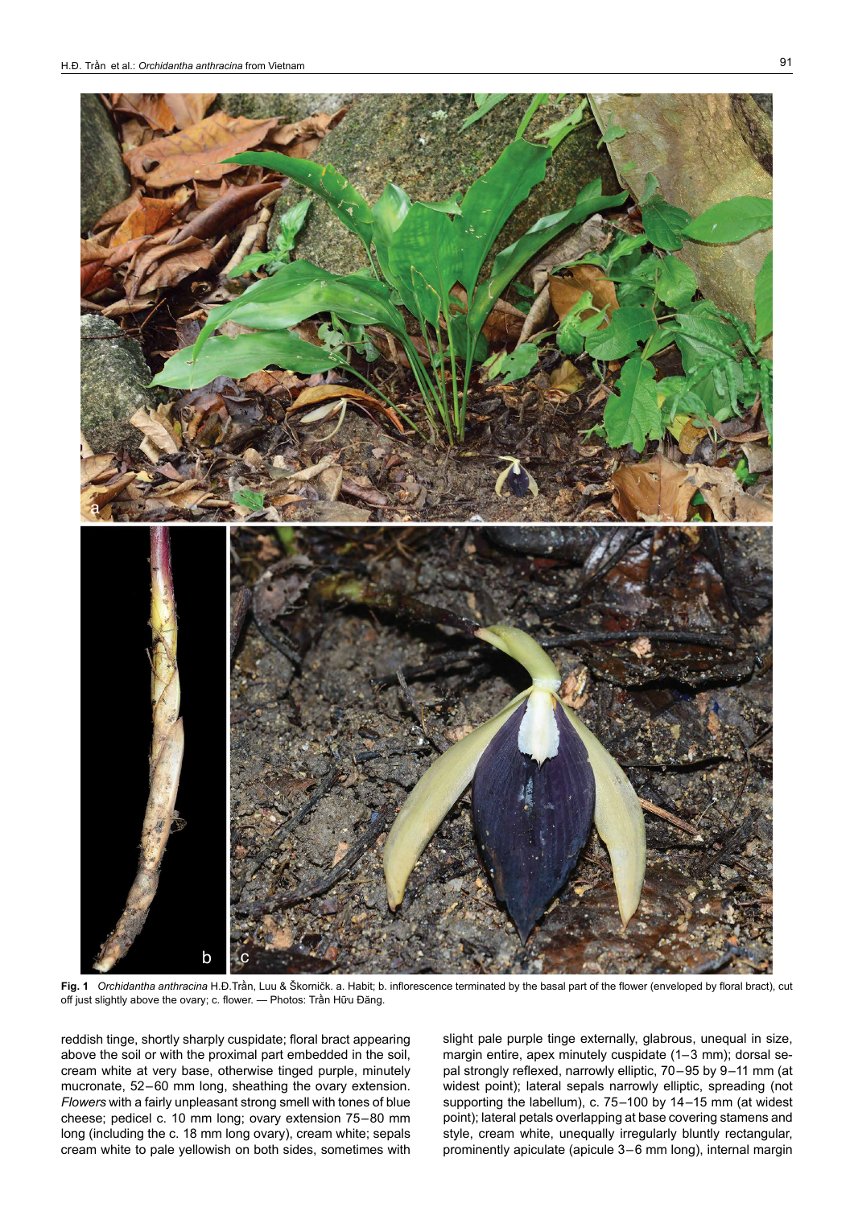**Fig. 1** *Orchidantha anthracina* H.Đ.Trần, Luu & Škorničk. a. Habit; b. inflorescence terminated by the basal part of the flower (enveloped by floral bract), cut off just slightly above the ovary; c. flower. — Photos: Trần Hữu Đăng.

reddish tinge, shortly sharply cuspidate; floral bract appearing above the soil or with the proximal part embedded in the soil, cream white at very base, otherwise tinged purple, minutely mucronate, 52–60 mm long, sheathing the ovary extension. *Flowers* with a fairly unpleasant strong smell with tones of blue cheese; pedicel c. 10 mm long; ovary extension 75–80 mm long (including the c. 18 mm long ovary), cream white; sepals cream white to pale yellowish on both sides, sometimes with slight pale purple tinge externally, glabrous, unequal in size, margin entire, apex minutely cuspidate (1–3 mm); dorsal sepal strongly reflexed, narrowly elliptic, 70–95 by 9–11 mm (at widest point); lateral sepals narrowly elliptic, spreading (not supporting the labellum), c. 75–100 by 14–15 mm (at widest point); lateral petals overlapping at base covering stamens and style, cream white, unequally irregularly bluntly rectangular, prominently apiculate (apicule 3–6 mm long), internal margin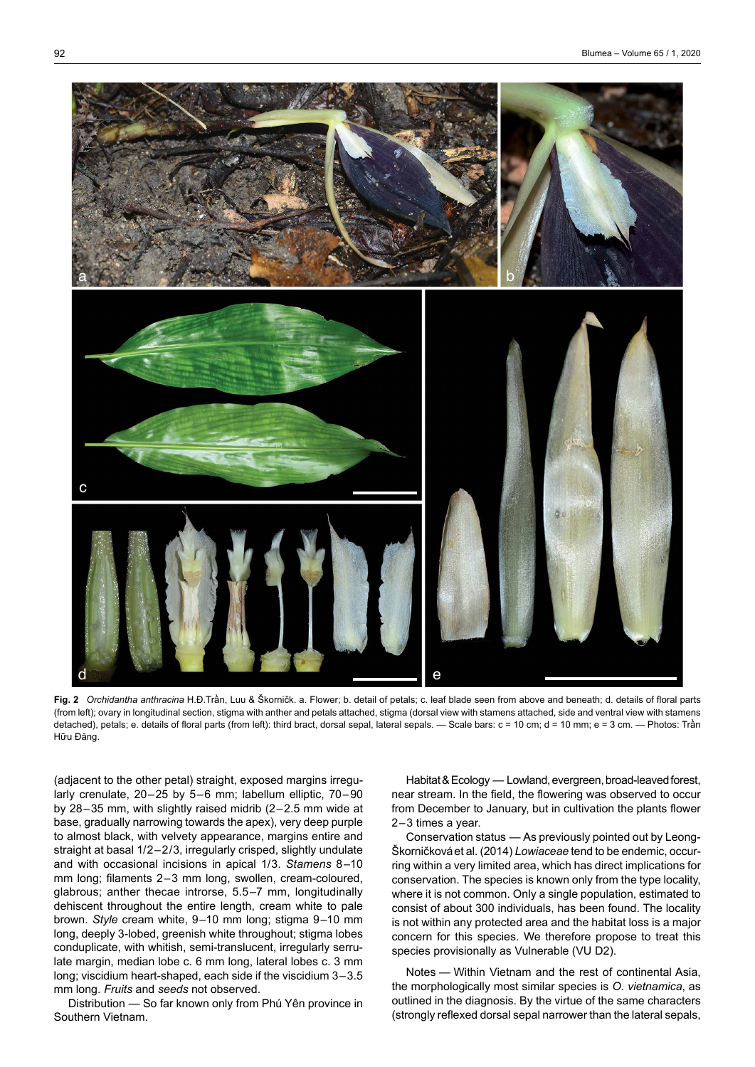**Fig. 2** *Orchidantha anthracina* H.Đ.Trần, Luu & Škorničk. a. Flower; b. detail of petals; c. leaf blade seen from above and beneath; d. details of floral parts (from left); ovary in longitudinal section, stigma with anther and petals attached, stigma (dorsal view with stamens attached, side and ventral view with stamens detached), petals; e. details of floral parts (from left): third bract, dorsal sepal, lateral sepals. — Scale bars: c = 10 cm; d = 10 mm; e = 3 cm. — Photos: Trần Hữu Đăng.

(adjacent to the other petal) straight, exposed margins irregularly crenulate, 20–25 by 5–6 mm; labellum elliptic, 70–90 by 28–35 mm, with slightly raised midrib (2–2.5 mm wide at base, gradually narrowing towards the apex), very deep purple to almost black, with velvety appearance, margins entire and straight at basal 1/2–2/3, irregularly crisped, slightly undulate and with occasional incisions in apical 1/3. *Stamens* 8–10 mm long; filaments 2–3 mm long, swollen, cream-coloured, glabrous; anther thecae introrse, 5.5–7 mm, longitudinally dehiscent throughout the entire length, cream white to pale brown. *Style* cream white, 9–10 mm long; stigma 9–10 mm long, deeply 3-lobed, greenish white throughout; stigma lobes conduplicate, with whitish, semi-translucent, irregularly serrulate margin, median lobe c. 6 mm long, lateral lobes c. 3 mm long; viscidium heart-shaped, each side if the viscidium 3–3.5 mm long. *Fruits* and *seeds* not observed.

Distribution — So far known only from Phú Yên province in Southern Vietnam.

Habitat & Ecology — Lowland, evergreen, broad-leaved forest, near stream. In the field, the flowering was observed to occur from December to January, but in cultivation the plants flower 2–3 times a year.

Conservation status — As previously pointed out by Leong-Škorničková et al. (2014) *Lowiaceae* tend to be endemic, occurring within a very limited area, which has direct implications for conservation. The species is known only from the type locality, where it is not common. Only a single population, estimated to consist of about 300 individuals, has been found. The locality is not within any protected area and the habitat loss is a major concern for this species. We therefore propose to treat this species provisionally as Vulnerable (VU D2).

Notes — Within Vietnam and the rest of continental Asia, the morphologically most similar species is *O. vietnamica*, as outlined in the diagnosis. By the virtue of the same characters (strongly reflexed dorsal sepal narrower than the lateral sepals,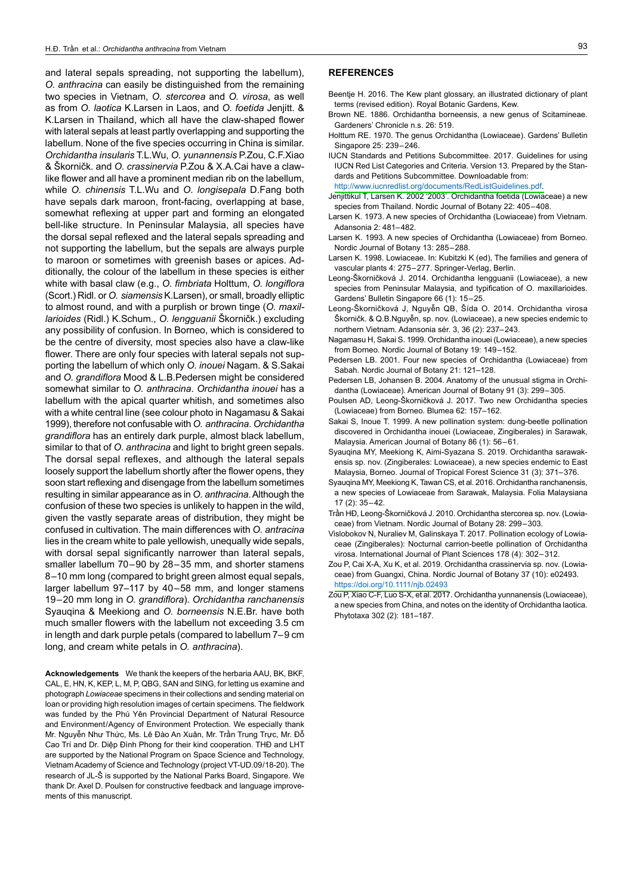and lateral sepals spreading, not supporting the labellum), *O. anthracina* can easily be distinguished from the remaining two species in Vietnam, *O. stercorea* and *O. virosa*, as well as from *O. laotica* K.Larsen in Laos, and *O. foetida* Jenjitt. & K.Larsen in Thailand, which all have the claw-shaped flower with lateral sepals at least partly overlapping and supporting the labellum. None of the five species occurring in China is similar. *Orchidantha insularis* T.L.Wu, *O. yunannensis* P.Zou, C.F.Xiao & Škorničk. and *O. crassinervia* P.Zou & X.A.Cai have a claw-like flower and all have a prominent median rib on the labellum, while *O. chinensis* T.L.Wu and *O. longisepala* D.Fang both have sepals dark maroon, front-facing, overlapping at base, somewhat reflexing at upper part and forming an elongated bell-like structure. In Peninsular Malaysia, all species have the dorsal sepal reflexed and the lateral sepals spreading and not supporting the labellum, but the sepals are always purple to maroon or sometimes with greenish bases or apices. Additionally, the colour of the labellum in these species is either white with basal claw (e.g., *O. fimbriata* Holttum, *O. longiflora* (Scort.) Ridl. or *O. siamensis* K.Larsen), or small, broadly elliptic to almost round, and with a purplish or brown tinge (*O. maxillarioides* (Ridl.) K.Schum., *O. lengguanii* Škorničk.) excluding any possibility of confusion. In Borneo, which is considered to be the centre of diversity, most species also have a claw-like flower. There are only four species with lateral sepals not supporting the labellum of which only *O. inouei* Nagam. & S.Sakai and *O. grandiflora* Mood & L.B.Pedersen might be considered somewhat similar to *O. anthracina*. *Orchidantha inouei* has a labellum with the apical quarter whitish, and sometimes also with a white central line (see colour photo in Nagamasu & Sakai 1999), therefore not confusable with *O. anthracina*. *Orchidantha grandiflora* has an entirely dark purple, almost black labellum, similar to that of *O. anthracina* and light to bright green sepals. The dorsal sepal reflexes, and although the lateral sepals loosely support the labellum shortly after the flower opens, they soon start reflexing and disengage from the labellum sometimes resulting in similar appearance as in *O. anthracina*. Although the confusion of these two species is unlikely to happen in the wild, given the vastly separate areas of distribution, they might be confused in cultivation. The main differences with *O. antracina* lies in the cream white to pale yellowish, unequally wide sepals, with dorsal sepal significantly narrower than lateral sepals, smaller labellum 70–90 by 28–35 mm, and shorter stamens 8–10 mm long (compared to bright green almost equal sepals, larger labellum 97–117 by 40–58 mm, and longer stamens 19–20 mm long in *O. grandiflora*). *Orchidantha ranchanensis* Syauqina & Meekiong and *O. borneensis* N.E.Br. have both much smaller flowers with the labellum not exceeding 3.5 cm in length and dark purple petals (compared to labellum 7–9 cm long, and cream white petals in *O. anthracina*).

**Acknowledgements** We thank the keepers of the herbaria AAU, BK, BKF, CAL, E, HN, K, KEP, L, M, P, QBG, SAN and SING, for letting us examine and photograph *Lowiaceae* specimens in their collections and sending material on loan or providing high resolution images of certain specimens. The fieldwork was funded by the Phú Yên Provincial Department of Natural Resource and Environment/Agency of Environment Protection. We especially thank Mr. Nguyễn Như Thức, Ms. Lê Đào An Xuân, Mr. Trần Trung Trực, Mr. Đỗ Cao Trí and Dr. Diệp Đình Phong for their kind cooperation. THĐ and LHT are supported by the National Program on Space Science and Technology, Vietnam Academy of Science and Technology (project VT-UD.09/18-20). The research of JL-Š is supported by the National Parks Board, Singapore. We thank Dr. Axel D. Poulsen for constructive feedback and language improvements of this manuscript.

## REFERENCES

Beentje H. 2016. The Kew plant glossary, an illustrated dictionary of plant terms (revised edition). Royal Botanic Gardens, Kew.

Brown NE. 1886. Orchidantha borneensis, a new genus of Scitamineae. Gardeners' Chronicle n.s. 26: 519.

Holttum RE. 1970. The genus Orchidantha (Lowiaceae). Gardens' Bulletin Singapore 25: 239–246.

IUCN Standards and Petitions Subcommittee. 2017. Guidelines for using IUCN Red List Categories and Criteria. Version 13. Prepared by the Standards and Petitions Subcommittee. Downloadable from: http://www.iucnredlist.org/documents/RedListGuidelines.pdf.

Jenjittikul T, Larsen K. 2002 '2003'. Orchidantha foetida (Lowiaceae) a new species from Thailand. Nordic Journal of Botany 22: 405–408.

Larsen K. 1973. A new species of Orchidantha (Lowiaceae) from Vietnam. Adansonia 2: 481–482.

Larsen K. 1993. A new species of Orchidantha (Lowiaceae) from Borneo. Nordic Journal of Botany 13: 285–288.

Larsen K. 1998. Lowiaceae. In: Kubitzki K (ed), The families and genera of vascular plants 4: 275–277. Springer-Verlag, Berlin.

Leong-Škorničková J. 2014. Orchidantha lengguanii (Lowiaceae), a new species from Peninsular Malaysia, and typification of O. maxillarioides. Gardens' Bulletin Singapore 66 (1): 15–25.

Leong-Škorničková J, Nguyễn QB, Šída O. 2014. Orchidantha virosa Škorničk. & Q.B.Nguyễn, sp. nov. (Lowiaceae), a new species endemic to northern Vietnam. Adansonia sér. 3, 36 (2): 237–243.

Nagamasu H, Sakai S. 1999. Orchidantha inouei (Lowiaceae), a new species from Borneo. Nordic Journal of Botany 19: 149–152.

Pedersen LB. 2001. Four new species of Orchidantha (Lowiaceae) from Sabah. Nordic Journal of Botany 21: 121–128.

Pedersen LB, Johansen B. 2004. Anatomy of the unusual stigma in Orchidantha (Lowiaceae). American Journal of Botany 91 (3): 299–305.

Poulsen AD, Leong-Škorničková J. 2017. Two new Orchidantha species (Lowiaceae) from Borneo. Blumea 62: 157–162.

Sakai S, Inoue T. 1999. A new pollination system: dung-beetle pollination discovered in Orchidantha inouei (Lowiaceae, Zingiberales) in Sarawak, Malaysia. American Journal of Botany 86 (1): 56–61.

Syauqina MY, Meekiong K, Aimi-Syazana S. 2019. Orchidantha sarawakensis sp. nov. (Zingiberales: Lowiaceae), a new species endemic to East Malaysia, Borneo. Journal of Tropical Forest Science 31 (3): 371–376.

Syauqina MY, Meekiong K, Tawan CS, et al. 2016. Orchidantha ranchanensis, a new species of Lowiaceae from Sarawak, Malaysia. Folia Malaysiana 17 (2): 35–42.

Trần HĐ, Leong-Škorničková J. 2010. Orchidantha stercorea sp. nov. (Lowiaceae) from Vietnam. Nordic Journal of Botany 28: 299–303.

Vislobokov N, Nuraliev M, Galinskaya T. 2017. Pollination ecology of Lowiaceae (Zingiberales): Nocturnal carrion-beetle pollination of Orchidantha virosa. International Journal of Plant Sciences 178 (4): 302–312.

Zou P, Cai X-A, Xu K, et al. 2019. Orchidantha crassinervia sp. nov. (Lowiaceae) from Guangxi, China. Nordic Journal of Botany 37 (10): e02493. https://doi.org/10.1111/njb.02493

Zou P, Xiao C-F, Luo S-X, et al. 2017. Orchidantha yunnanensis (Lowiaceae), a new species from China, and notes on the identity of Orchidantha laotica. Phytotaxa 302 (2): 181–187.